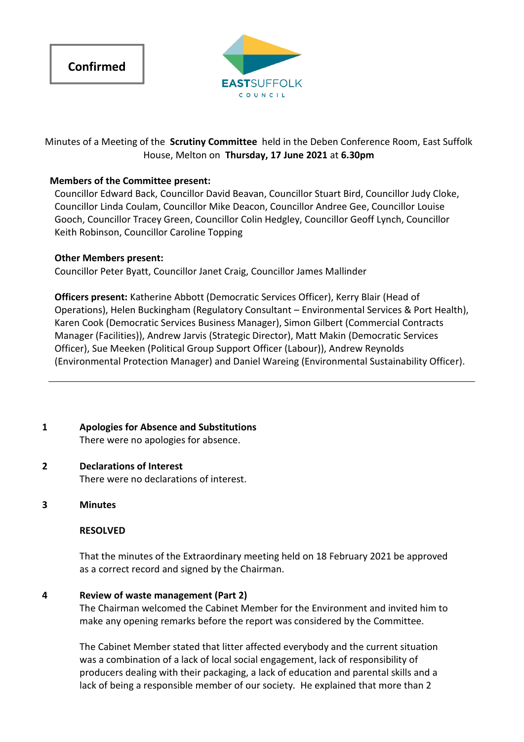**Confirmed**

EASTSUFFOLK COUNCIL

Minutes of a Meeting of the **Scrutiny Committee** held in the Deben Conference Room, East Suffolk House, Melton on **Thursday, 17 June 2021** at **6.30pm**

**Members of the Committee present:**
Councillor Edward Back, Councillor David Beavan, Councillor Stuart Bird, Councillor Judy Cloke, Councillor Linda Coulam, Councillor Mike Deacon, Councillor Andree Gee, Councillor Louise Gooch, Councillor Tracey Green, Councillor Colin Hedgley, Councillor Geoff Lynch, Councillor Keith Robinson, Councillor Caroline Topping

**Other Members present:**
Councillor Peter Byatt, Councillor Janet Craig, Councillor James Mallinder

**Officers present:** Katherine Abbott (Democratic Services Officer), Kerry Blair (Head of Operations), Helen Buckingham (Regulatory Consultant – Environmental Services & Port Health), Karen Cook (Democratic Services Business Manager), Simon Gilbert (Commercial Contracts Manager (Facilities)), Andrew Jarvis (Strategic Director), Matt Makin (Democratic Services Officer), Sue Meeken (Political Group Support Officer (Labour)), Andrew Reynolds (Environmental Protection Manager) and Daniel Wareing (Environmental Sustainability Officer).

---

## 1 Apologies for Absence and Substitutions

There were no apologies for absence.

## 2 Declarations of Interest

There were no declarations of interest.

## 3 Minutes

**RESOLVED**

That the minutes of the Extraordinary meeting held on 18 February 2021 be approved as a correct record and signed by the Chairman.

## 4 Review of waste management (Part 2)

The Chairman welcomed the Cabinet Member for the Environment and invited him to make any opening remarks before the report was considered by the Committee.

The Cabinet Member stated that litter affected everybody and the current situation was a combination of a lack of local social engagement, lack of responsibility of producers dealing with their packaging, a lack of education and parental skills and a lack of being a responsible member of our society. He explained that more than 2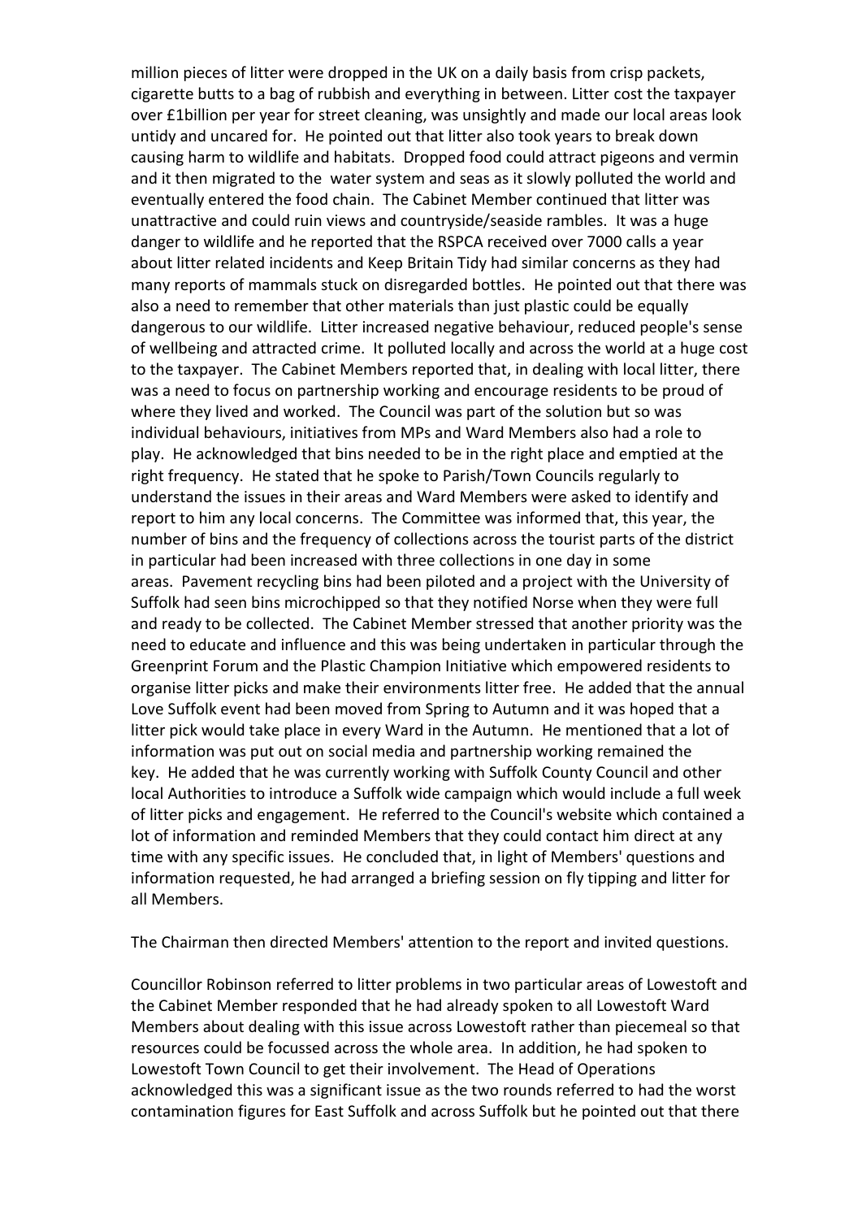million pieces of litter were dropped in the UK on a daily basis from crisp packets, cigarette butts to a bag of rubbish and everything in between. Litter cost the taxpayer over £1billion per year for street cleaning, was unsightly and made our local areas look untidy and uncared for. He pointed out that litter also took years to break down causing harm to wildlife and habitats. Dropped food could attract pigeons and vermin and it then migrated to the water system and seas as it slowly polluted the world and eventually entered the food chain. The Cabinet Member continued that litter was unattractive and could ruin views and countryside/seaside rambles. It was a huge danger to wildlife and he reported that the RSPCA received over 7000 calls a year about litter related incidents and Keep Britain Tidy had similar concerns as they had many reports of mammals stuck on disregarded bottles. He pointed out that there was also a need to remember that other materials than just plastic could be equally dangerous to our wildlife. Litter increased negative behaviour, reduced people's sense of wellbeing and attracted crime. It polluted locally and across the world at a huge cost to the taxpayer. The Cabinet Members reported that, in dealing with local litter, there was a need to focus on partnership working and encourage residents to be proud of where they lived and worked. The Council was part of the solution but so was individual behaviours, initiatives from MPs and Ward Members also had a role to play. He acknowledged that bins needed to be in the right place and emptied at the right frequency. He stated that he spoke to Parish/Town Councils regularly to understand the issues in their areas and Ward Members were asked to identify and report to him any local concerns. The Committee was informed that, this year, the number of bins and the frequency of collections across the tourist parts of the district in particular had been increased with three collections in one day in some areas. Pavement recycling bins had been piloted and a project with the University of Suffolk had seen bins microchipped so that they notified Norse when they were full and ready to be collected. The Cabinet Member stressed that another priority was the need to educate and influence and this was being undertaken in particular through the Greenprint Forum and the Plastic Champion Initiative which empowered residents to organise litter picks and make their environments litter free. He added that the annual Love Suffolk event had been moved from Spring to Autumn and it was hoped that a litter pick would take place in every Ward in the Autumn. He mentioned that a lot of information was put out on social media and partnership working remained the key. He added that he was currently working with Suffolk County Council and other local Authorities to introduce a Suffolk wide campaign which would include a full week of litter picks and engagement. He referred to the Council's website which contained a lot of information and reminded Members that they could contact him direct at any time with any specific issues. He concluded that, in light of Members' questions and information requested, he had arranged a briefing session on fly tipping and litter for all Members.

The Chairman then directed Members' attention to the report and invited questions.

Councillor Robinson referred to litter problems in two particular areas of Lowestoft and the Cabinet Member responded that he had already spoken to all Lowestoft Ward Members about dealing with this issue across Lowestoft rather than piecemeal so that resources could be focussed across the whole area. In addition, he had spoken to Lowestoft Town Council to get their involvement. The Head of Operations acknowledged this was a significant issue as the two rounds referred to had the worst contamination figures for East Suffolk and across Suffolk but he pointed out that there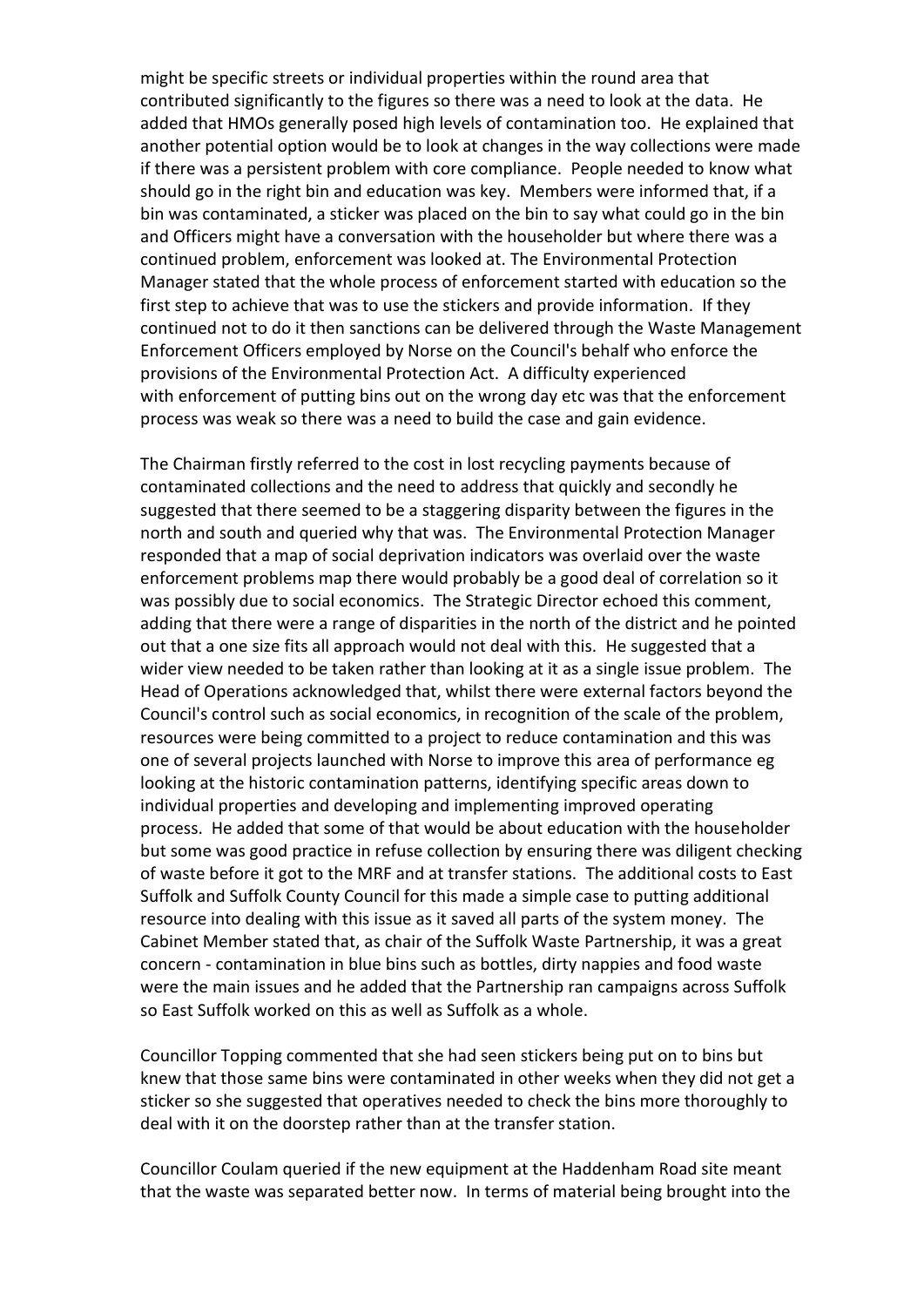might be specific streets or individual properties within the round area that contributed significantly to the figures so there was a need to look at the data. He added that HMOs generally posed high levels of contamination too. He explained that another potential option would be to look at changes in the way collections were made if there was a persistent problem with core compliance. People needed to know what should go in the right bin and education was key. Members were informed that, if a bin was contaminated, a sticker was placed on the bin to say what could go in the bin and Officers might have a conversation with the householder but where there was a continued problem, enforcement was looked at. The Environmental Protection Manager stated that the whole process of enforcement started with education so the first step to achieve that was to use the stickers and provide information. If they continued not to do it then sanctions can be delivered through the Waste Management Enforcement Officers employed by Norse on the Council's behalf who enforce the provisions of the Environmental Protection Act. A difficulty experienced with enforcement of putting bins out on the wrong day etc was that the enforcement process was weak so there was a need to build the case and gain evidence.

The Chairman firstly referred to the cost in lost recycling payments because of contaminated collections and the need to address that quickly and secondly he suggested that there seemed to be a staggering disparity between the figures in the north and south and queried why that was. The Environmental Protection Manager responded that a map of social deprivation indicators was overlaid over the waste enforcement problems map there would probably be a good deal of correlation so it was possibly due to social economics. The Strategic Director echoed this comment, adding that there were a range of disparities in the north of the district and he pointed out that a one size fits all approach would not deal with this. He suggested that a wider view needed to be taken rather than looking at it as a single issue problem. The Head of Operations acknowledged that, whilst there were external factors beyond the Council's control such as social economics, in recognition of the scale of the problem, resources were being committed to a project to reduce contamination and this was one of several projects launched with Norse to improve this area of performance eg looking at the historic contamination patterns, identifying specific areas down to individual properties and developing and implementing improved operating process. He added that some of that would be about education with the householder but some was good practice in refuse collection by ensuring there was diligent checking of waste before it got to the MRF and at transfer stations. The additional costs to East Suffolk and Suffolk County Council for this made a simple case to putting additional resource into dealing with this issue as it saved all parts of the system money. The Cabinet Member stated that, as chair of the Suffolk Waste Partnership, it was a great concern - contamination in blue bins such as bottles, dirty nappies and food waste were the main issues and he added that the Partnership ran campaigns across Suffolk so East Suffolk worked on this as well as Suffolk as a whole.

Councillor Topping commented that she had seen stickers being put on to bins but knew that those same bins were contaminated in other weeks when they did not get a sticker so she suggested that operatives needed to check the bins more thoroughly to deal with it on the doorstep rather than at the transfer station.

Councillor Coulam queried if the new equipment at the Haddenham Road site meant that the waste was separated better now. In terms of material being brought into the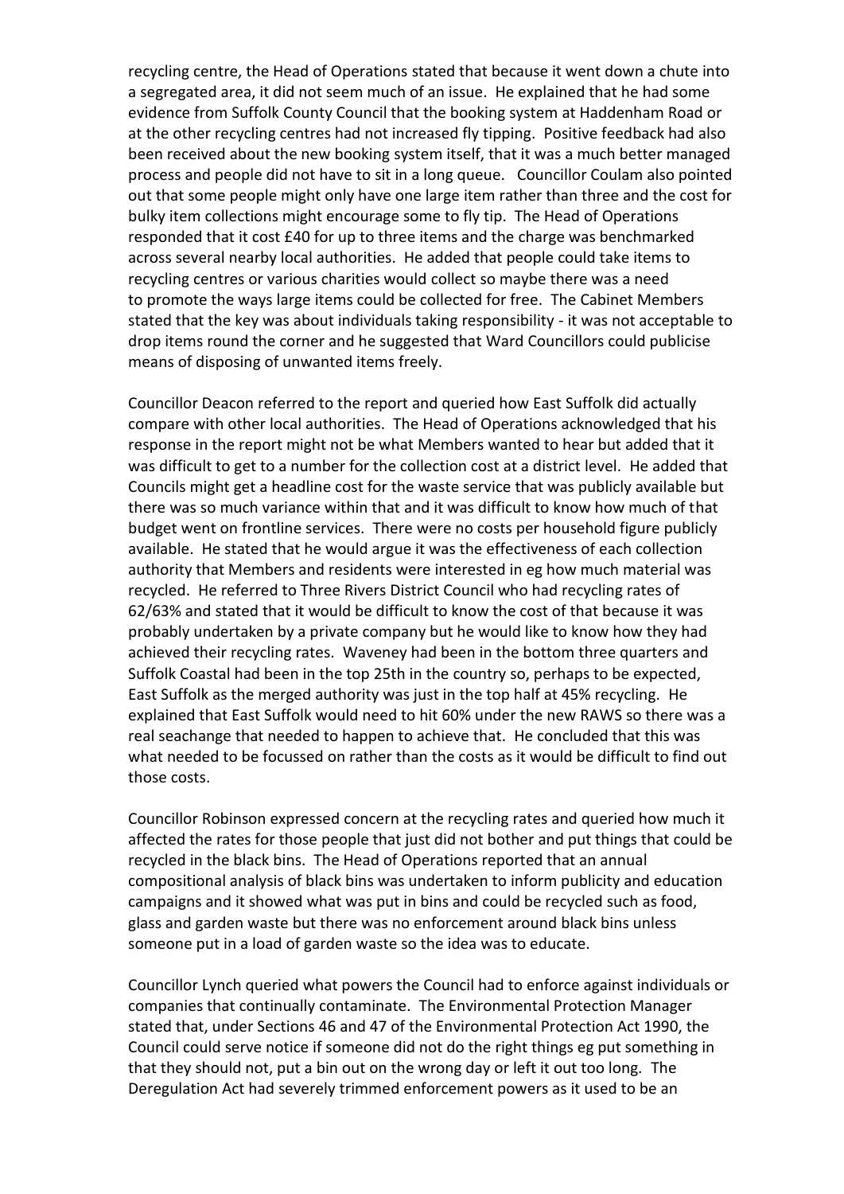recycling centre, the Head of Operations stated that because it went down a chute into a segregated area, it did not seem much of an issue. He explained that he had some evidence from Suffolk County Council that the booking system at Haddenham Road or at the other recycling centres had not increased fly tipping. Positive feedback had also been received about the new booking system itself, that it was a much better managed process and people did not have to sit in a long queue. Councillor Coulam also pointed out that some people might only have one large item rather than three and the cost for bulky item collections might encourage some to fly tip. The Head of Operations responded that it cost £40 for up to three items and the charge was benchmarked across several nearby local authorities. He added that people could take items to recycling centres or various charities would collect so maybe there was a need to promote the ways large items could be collected for free. The Cabinet Members stated that the key was about individuals taking responsibility - it was not acceptable to drop items round the corner and he suggested that Ward Councillors could publicise means of disposing of unwanted items freely.

Councillor Deacon referred to the report and queried how East Suffolk did actually compare with other local authorities. The Head of Operations acknowledged that his response in the report might not be what Members wanted to hear but added that it was difficult to get to a number for the collection cost at a district level. He added that Councils might get a headline cost for the waste service that was publicly available but there was so much variance within that and it was difficult to know how much of that budget went on frontline services. There were no costs per household figure publicly available. He stated that he would argue it was the effectiveness of each collection authority that Members and residents were interested in eg how much material was recycled. He referred to Three Rivers District Council who had recycling rates of 62/63% and stated that it would be difficult to know the cost of that because it was probably undertaken by a private company but he would like to know how they had achieved their recycling rates. Waveney had been in the bottom three quarters and Suffolk Coastal had been in the top 25th in the country so, perhaps to be expected, East Suffolk as the merged authority was just in the top half at 45% recycling. He explained that East Suffolk would need to hit 60% under the new RAWS so there was a real seachange that needed to happen to achieve that. He concluded that this was what needed to be focussed on rather than the costs as it would be difficult to find out those costs.

Councillor Robinson expressed concern at the recycling rates and queried how much it affected the rates for those people that just did not bother and put things that could be recycled in the black bins. The Head of Operations reported that an annual compositional analysis of black bins was undertaken to inform publicity and education campaigns and it showed what was put in bins and could be recycled such as food, glass and garden waste but there was no enforcement around black bins unless someone put in a load of garden waste so the idea was to educate.

Councillor Lynch queried what powers the Council had to enforce against individuals or companies that continually contaminate. The Environmental Protection Manager stated that, under Sections 46 and 47 of the Environmental Protection Act 1990, the Council could serve notice if someone did not do the right things eg put something in that they should not, put a bin out on the wrong day or left it out too long. The Deregulation Act had severely trimmed enforcement powers as it used to be an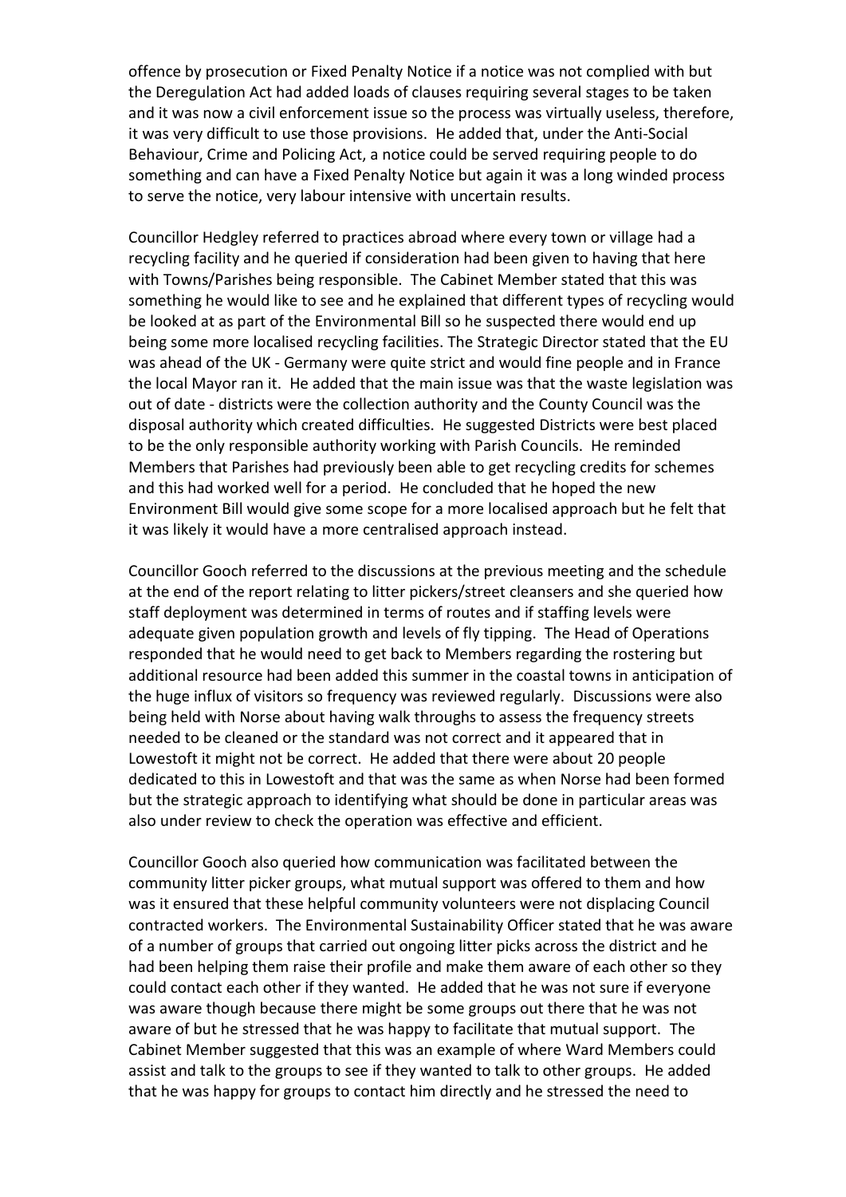offence by prosecution or Fixed Penalty Notice if a notice was not complied with but the Deregulation Act had added loads of clauses requiring several stages to be taken and it was now a civil enforcement issue so the process was virtually useless, therefore, it was very difficult to use those provisions. He added that, under the Anti-Social Behaviour, Crime and Policing Act, a notice could be served requiring people to do something and can have a Fixed Penalty Notice but again it was a long winded process to serve the notice, very labour intensive with uncertain results.

Councillor Hedgley referred to practices abroad where every town or village had a recycling facility and he queried if consideration had been given to having that here with Towns/Parishes being responsible. The Cabinet Member stated that this was something he would like to see and he explained that different types of recycling would be looked at as part of the Environmental Bill so he suspected there would end up being some more localised recycling facilities. The Strategic Director stated that the EU was ahead of the UK - Germany were quite strict and would fine people and in France the local Mayor ran it. He added that the main issue was that the waste legislation was out of date - districts were the collection authority and the County Council was the disposal authority which created difficulties. He suggested Districts were best placed to be the only responsible authority working with Parish Councils. He reminded Members that Parishes had previously been able to get recycling credits for schemes and this had worked well for a period. He concluded that he hoped the new Environment Bill would give some scope for a more localised approach but he felt that it was likely it would have a more centralised approach instead.

Councillor Gooch referred to the discussions at the previous meeting and the schedule at the end of the report relating to litter pickers/street cleansers and she queried how staff deployment was determined in terms of routes and if staffing levels were adequate given population growth and levels of fly tipping. The Head of Operations responded that he would need to get back to Members regarding the rostering but additional resource had been added this summer in the coastal towns in anticipation of the huge influx of visitors so frequency was reviewed regularly. Discussions were also being held with Norse about having walk throughs to assess the frequency streets needed to be cleaned or the standard was not correct and it appeared that in Lowestoft it might not be correct. He added that there were about 20 people dedicated to this in Lowestoft and that was the same as when Norse had been formed but the strategic approach to identifying what should be done in particular areas was also under review to check the operation was effective and efficient.

Councillor Gooch also queried how communication was facilitated between the community litter picker groups, what mutual support was offered to them and how was it ensured that these helpful community volunteers were not displacing Council contracted workers. The Environmental Sustainability Officer stated that he was aware of a number of groups that carried out ongoing litter picks across the district and he had been helping them raise their profile and make them aware of each other so they could contact each other if they wanted. He added that he was not sure if everyone was aware though because there might be some groups out there that he was not aware of but he stressed that he was happy to facilitate that mutual support. The Cabinet Member suggested that this was an example of where Ward Members could assist and talk to the groups to see if they wanted to talk to other groups. He added that he was happy for groups to contact him directly and he stressed the need to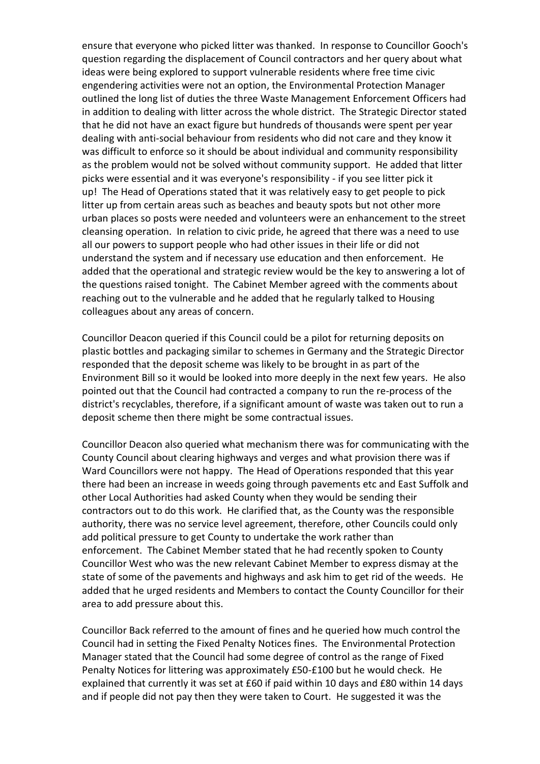ensure that everyone who picked litter was thanked. In response to Councillor Gooch's question regarding the displacement of Council contractors and her query about what ideas were being explored to support vulnerable residents where free time civic engendering activities were not an option, the Environmental Protection Manager outlined the long list of duties the three Waste Management Enforcement Officers had in addition to dealing with litter across the whole district. The Strategic Director stated that he did not have an exact figure but hundreds of thousands were spent per year dealing with anti-social behaviour from residents who did not care and they know it was difficult to enforce so it should be about individual and community responsibility as the problem would not be solved without community support. He added that litter picks were essential and it was everyone's responsibility - if you see litter pick it up! The Head of Operations stated that it was relatively easy to get people to pick litter up from certain areas such as beaches and beauty spots but not other more urban places so posts were needed and volunteers were an enhancement to the street cleansing operation. In relation to civic pride, he agreed that there was a need to use all our powers to support people who had other issues in their life or did not understand the system and if necessary use education and then enforcement. He added that the operational and strategic review would be the key to answering a lot of the questions raised tonight. The Cabinet Member agreed with the comments about reaching out to the vulnerable and he added that he regularly talked to Housing colleagues about any areas of concern.

Councillor Deacon queried if this Council could be a pilot for returning deposits on plastic bottles and packaging similar to schemes in Germany and the Strategic Director responded that the deposit scheme was likely to be brought in as part of the Environment Bill so it would be looked into more deeply in the next few years. He also pointed out that the Council had contracted a company to run the re-process of the district's recyclables, therefore, if a significant amount of waste was taken out to run a deposit scheme then there might be some contractual issues.

Councillor Deacon also queried what mechanism there was for communicating with the County Council about clearing highways and verges and what provision there was if Ward Councillors were not happy. The Head of Operations responded that this year there had been an increase in weeds going through pavements etc and East Suffolk and other Local Authorities had asked County when they would be sending their contractors out to do this work. He clarified that, as the County was the responsible authority, there was no service level agreement, therefore, other Councils could only add political pressure to get County to undertake the work rather than enforcement. The Cabinet Member stated that he had recently spoken to County Councillor West who was the new relevant Cabinet Member to express dismay at the state of some of the pavements and highways and ask him to get rid of the weeds. He added that he urged residents and Members to contact the County Councillor for their area to add pressure about this.

Councillor Back referred to the amount of fines and he queried how much control the Council had in setting the Fixed Penalty Notices fines. The Environmental Protection Manager stated that the Council had some degree of control as the range of Fixed Penalty Notices for littering was approximately £50-£100 but he would check. He explained that currently it was set at £60 if paid within 10 days and £80 within 14 days and if people did not pay then they were taken to Court. He suggested it was the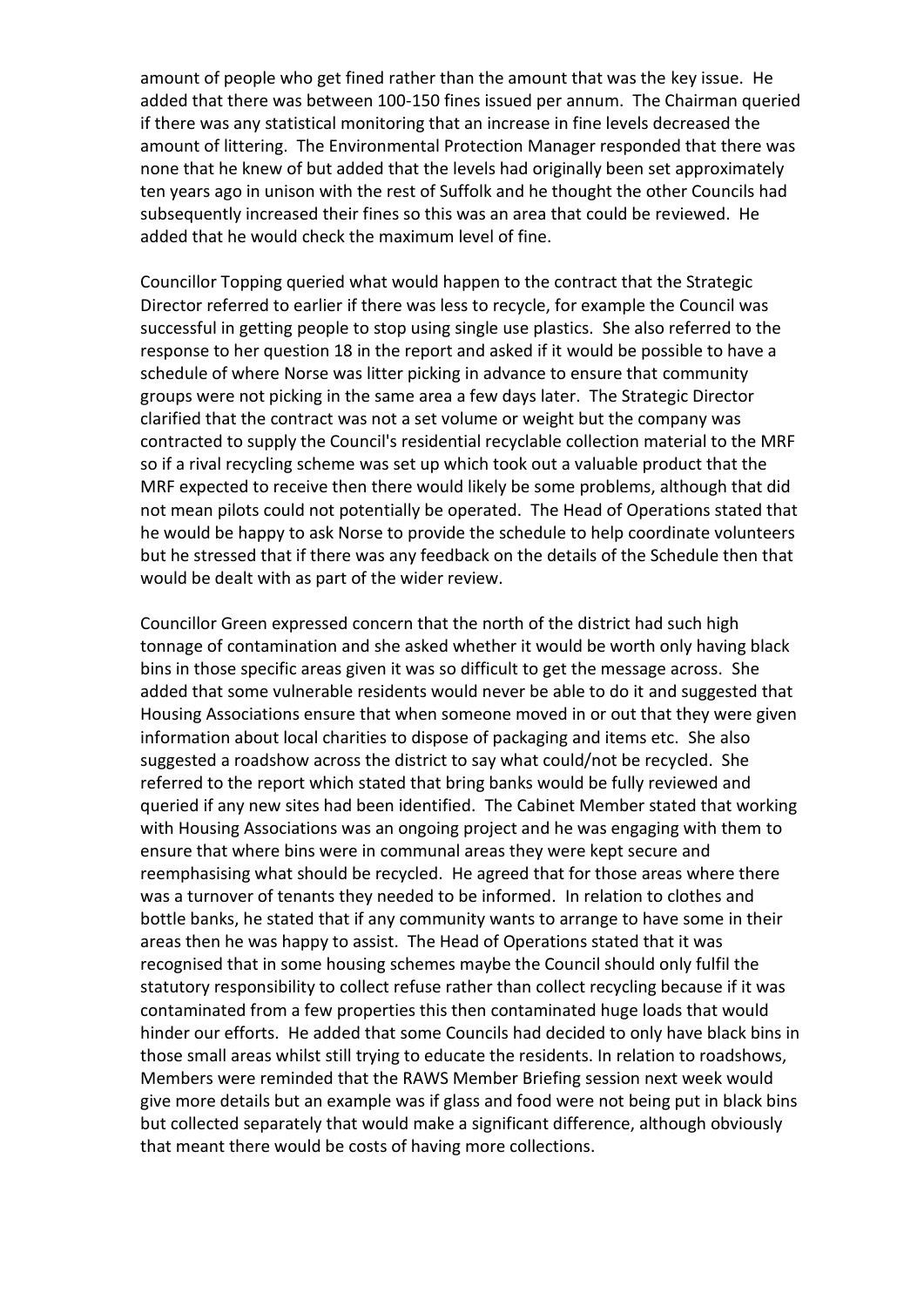amount of people who get fined rather than the amount that was the key issue. He added that there was between 100-150 fines issued per annum. The Chairman queried if there was any statistical monitoring that an increase in fine levels decreased the amount of littering. The Environmental Protection Manager responded that there was none that he knew of but added that the levels had originally been set approximately ten years ago in unison with the rest of Suffolk and he thought the other Councils had subsequently increased their fines so this was an area that could be reviewed. He added that he would check the maximum level of fine.

Councillor Topping queried what would happen to the contract that the Strategic Director referred to earlier if there was less to recycle, for example the Council was successful in getting people to stop using single use plastics. She also referred to the response to her question 18 in the report and asked if it would be possible to have a schedule of where Norse was litter picking in advance to ensure that community groups were not picking in the same area a few days later. The Strategic Director clarified that the contract was not a set volume or weight but the company was contracted to supply the Council's residential recyclable collection material to the MRF so if a rival recycling scheme was set up which took out a valuable product that the MRF expected to receive then there would likely be some problems, although that did not mean pilots could not potentially be operated. The Head of Operations stated that he would be happy to ask Norse to provide the schedule to help coordinate volunteers but he stressed that if there was any feedback on the details of the Schedule then that would be dealt with as part of the wider review.

Councillor Green expressed concern that the north of the district had such high tonnage of contamination and she asked whether it would be worth only having black bins in those specific areas given it was so difficult to get the message across. She added that some vulnerable residents would never be able to do it and suggested that Housing Associations ensure that when someone moved in or out that they were given information about local charities to dispose of packaging and items etc. She also suggested a roadshow across the district to say what could/not be recycled. She referred to the report which stated that bring banks would be fully reviewed and queried if any new sites had been identified. The Cabinet Member stated that working with Housing Associations was an ongoing project and he was engaging with them to ensure that where bins were in communal areas they were kept secure and reemphasising what should be recycled. He agreed that for those areas where there was a turnover of tenants they needed to be informed. In relation to clothes and bottle banks, he stated that if any community wants to arrange to have some in their areas then he was happy to assist. The Head of Operations stated that it was recognised that in some housing schemes maybe the Council should only fulfil the statutory responsibility to collect refuse rather than collect recycling because if it was contaminated from a few properties this then contaminated huge loads that would hinder our efforts. He added that some Councils had decided to only have black bins in those small areas whilst still trying to educate the residents. In relation to roadshows, Members were reminded that the RAWS Member Briefing session next week would give more details but an example was if glass and food were not being put in black bins but collected separately that would make a significant difference, although obviously that meant there would be costs of having more collections.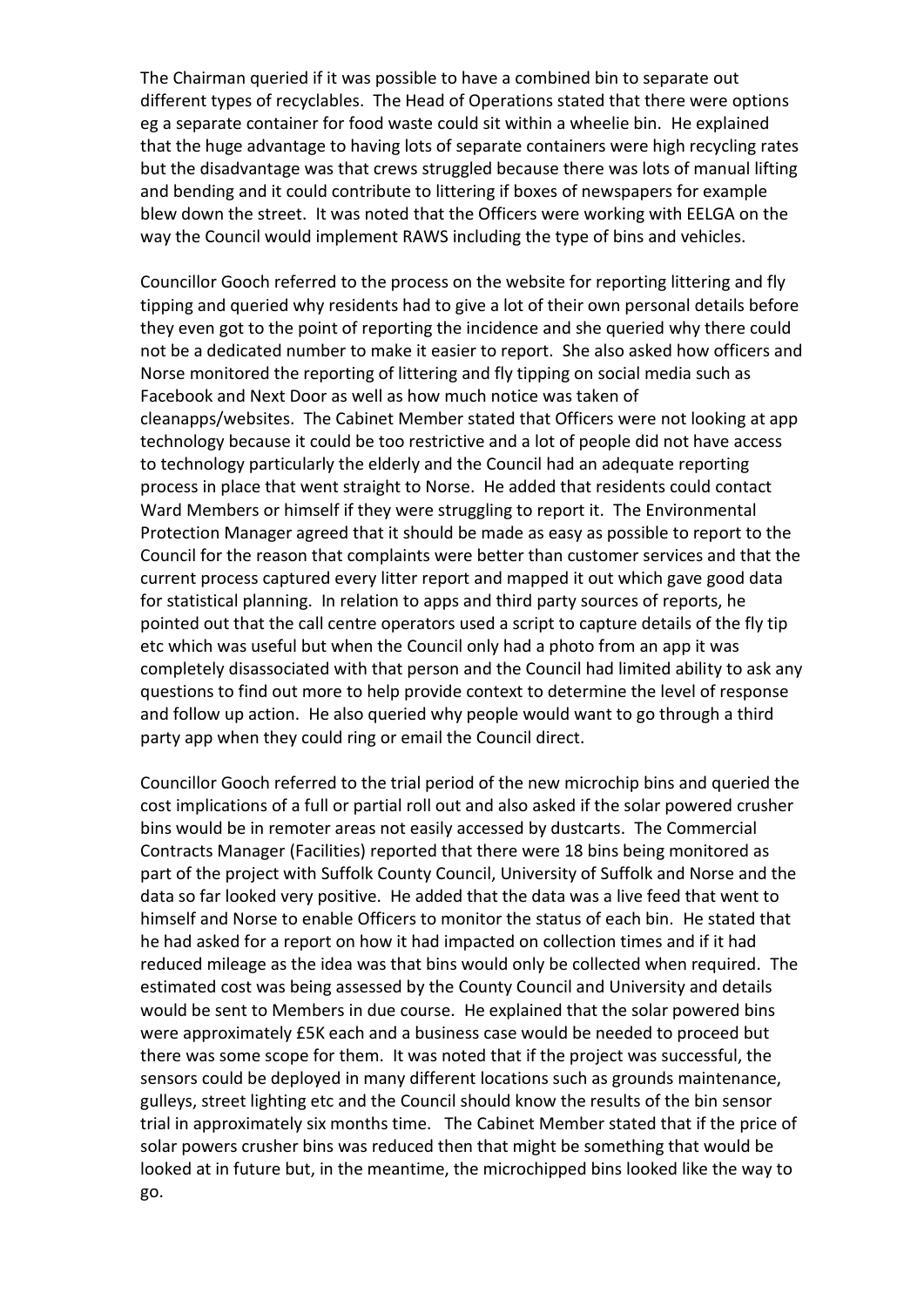The Chairman queried if it was possible to have a combined bin to separate out different types of recyclables. The Head of Operations stated that there were options eg a separate container for food waste could sit within a wheelie bin. He explained that the huge advantage to having lots of separate containers were high recycling rates but the disadvantage was that crews struggled because there was lots of manual lifting and bending and it could contribute to littering if boxes of newspapers for example blew down the street. It was noted that the Officers were working with EELGA on the way the Council would implement RAWS including the type of bins and vehicles.

Councillor Gooch referred to the process on the website for reporting littering and fly tipping and queried why residents had to give a lot of their own personal details before they even got to the point of reporting the incidence and she queried why there could not be a dedicated number to make it easier to report. She also asked how officers and Norse monitored the reporting of littering and fly tipping on social media such as Facebook and Next Door as well as how much notice was taken of cleanapps/websites. The Cabinet Member stated that Officers were not looking at app technology because it could be too restrictive and a lot of people did not have access to technology particularly the elderly and the Council had an adequate reporting process in place that went straight to Norse. He added that residents could contact Ward Members or himself if they were struggling to report it. The Environmental Protection Manager agreed that it should be made as easy as possible to report to the Council for the reason that complaints were better than customer services and that the current process captured every litter report and mapped it out which gave good data for statistical planning. In relation to apps and third party sources of reports, he pointed out that the call centre operators used a script to capture details of the fly tip etc which was useful but when the Council only had a photo from an app it was completely disassociated with that person and the Council had limited ability to ask any questions to find out more to help provide context to determine the level of response and follow up action. He also queried why people would want to go through a third party app when they could ring or email the Council direct.

Councillor Gooch referred to the trial period of the new microchip bins and queried the cost implications of a full or partial roll out and also asked if the solar powered crusher bins would be in remoter areas not easily accessed by dustcarts. The Commercial Contracts Manager (Facilities) reported that there were 18 bins being monitored as part of the project with Suffolk County Council, University of Suffolk and Norse and the data so far looked very positive. He added that the data was a live feed that went to himself and Norse to enable Officers to monitor the status of each bin. He stated that he had asked for a report on how it had impacted on collection times and if it had reduced mileage as the idea was that bins would only be collected when required. The estimated cost was being assessed by the County Council and University and details would be sent to Members in due course. He explained that the solar powered bins were approximately £5K each and a business case would be needed to proceed but there was some scope for them. It was noted that if the project was successful, the sensors could be deployed in many different locations such as grounds maintenance, gulleys, street lighting etc and the Council should know the results of the bin sensor trial in approximately six months time. The Cabinet Member stated that if the price of solar powers crusher bins was reduced then that might be something that would be looked at in future but, in the meantime, the microchipped bins looked like the way to go.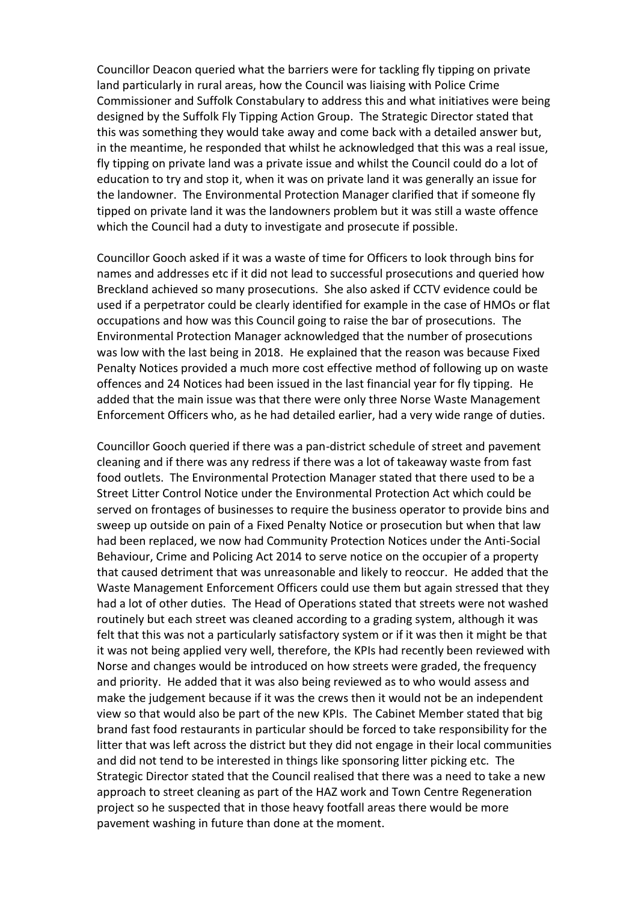Councillor Deacon queried what the barriers were for tackling fly tipping on private land particularly in rural areas, how the Council was liaising with Police Crime Commissioner and Suffolk Constabulary to address this and what initiatives were being designed by the Suffolk Fly Tipping Action Group. The Strategic Director stated that this was something they would take away and come back with a detailed answer but, in the meantime, he responded that whilst he acknowledged that this was a real issue, fly tipping on private land was a private issue and whilst the Council could do a lot of education to try and stop it, when it was on private land it was generally an issue for the landowner. The Environmental Protection Manager clarified that if someone fly tipped on private land it was the landowners problem but it was still a waste offence which the Council had a duty to investigate and prosecute if possible.

Councillor Gooch asked if it was a waste of time for Officers to look through bins for names and addresses etc if it did not lead to successful prosecutions and queried how Breckland achieved so many prosecutions. She also asked if CCTV evidence could be used if a perpetrator could be clearly identified for example in the case of HMOs or flat occupations and how was this Council going to raise the bar of prosecutions. The Environmental Protection Manager acknowledged that the number of prosecutions was low with the last being in 2018. He explained that the reason was because Fixed Penalty Notices provided a much more cost effective method of following up on waste offences and 24 Notices had been issued in the last financial year for fly tipping. He added that the main issue was that there were only three Norse Waste Management Enforcement Officers who, as he had detailed earlier, had a very wide range of duties.

Councillor Gooch queried if there was a pan-district schedule of street and pavement cleaning and if there was any redress if there was a lot of takeaway waste from fast food outlets. The Environmental Protection Manager stated that there used to be a Street Litter Control Notice under the Environmental Protection Act which could be served on frontages of businesses to require the business operator to provide bins and sweep up outside on pain of a Fixed Penalty Notice or prosecution but when that law had been replaced, we now had Community Protection Notices under the Anti-Social Behaviour, Crime and Policing Act 2014 to serve notice on the occupier of a property that caused detriment that was unreasonable and likely to reoccur. He added that the Waste Management Enforcement Officers could use them but again stressed that they had a lot of other duties. The Head of Operations stated that streets were not washed routinely but each street was cleaned according to a grading system, although it was felt that this was not a particularly satisfactory system or if it was then it might be that it was not being applied very well, therefore, the KPIs had recently been reviewed with Norse and changes would be introduced on how streets were graded, the frequency and priority. He added that it was also being reviewed as to who would assess and make the judgement because if it was the crews then it would not be an independent view so that would also be part of the new KPIs. The Cabinet Member stated that big brand fast food restaurants in particular should be forced to take responsibility for the litter that was left across the district but they did not engage in their local communities and did not tend to be interested in things like sponsoring litter picking etc. The Strategic Director stated that the Council realised that there was a need to take a new approach to street cleaning as part of the HAZ work and Town Centre Regeneration project so he suspected that in those heavy footfall areas there would be more pavement washing in future than done at the moment.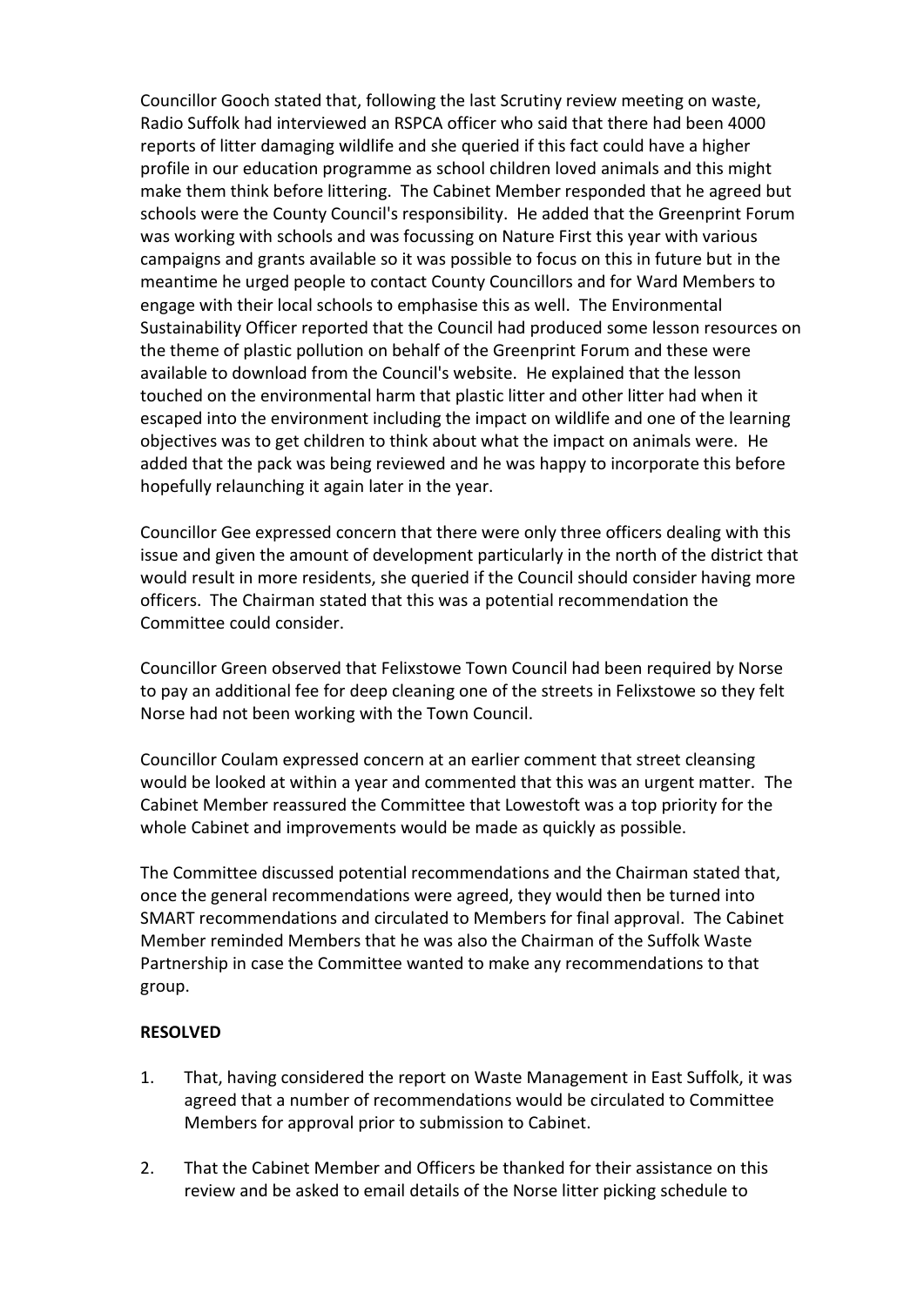Councillor Gooch stated that, following the last Scrutiny review meeting on waste, Radio Suffolk had interviewed an RSPCA officer who said that there had been 4000 reports of litter damaging wildlife and she queried if this fact could have a higher profile in our education programme as school children loved animals and this might make them think before littering. The Cabinet Member responded that he agreed but schools were the County Council's responsibility. He added that the Greenprint Forum was working with schools and was focussing on Nature First this year with various campaigns and grants available so it was possible to focus on this in future but in the meantime he urged people to contact County Councillors and for Ward Members to engage with their local schools to emphasise this as well. The Environmental Sustainability Officer reported that the Council had produced some lesson resources on the theme of plastic pollution on behalf of the Greenprint Forum and these were available to download from the Council's website. He explained that the lesson touched on the environmental harm that plastic litter and other litter had when it escaped into the environment including the impact on wildlife and one of the learning objectives was to get children to think about what the impact on animals were. He added that the pack was being reviewed and he was happy to incorporate this before hopefully relaunching it again later in the year.

Councillor Gee expressed concern that there were only three officers dealing with this issue and given the amount of development particularly in the north of the district that would result in more residents, she queried if the Council should consider having more officers. The Chairman stated that this was a potential recommendation the Committee could consider.

Councillor Green observed that Felixstowe Town Council had been required by Norse to pay an additional fee for deep cleaning one of the streets in Felixstowe so they felt Norse had not been working with the Town Council.

Councillor Coulam expressed concern at an earlier comment that street cleansing would be looked at within a year and commented that this was an urgent matter. The Cabinet Member reassured the Committee that Lowestoft was a top priority for the whole Cabinet and improvements would be made as quickly as possible.

The Committee discussed potential recommendations and the Chairman stated that, once the general recommendations were agreed, they would then be turned into SMART recommendations and circulated to Members for final approval. The Cabinet Member reminded Members that he was also the Chairman of the Suffolk Waste Partnership in case the Committee wanted to make any recommendations to that group.

**RESOLVED**

1. That, having considered the report on Waste Management in East Suffolk, it was agreed that a number of recommendations would be circulated to Committee Members for approval prior to submission to Cabinet.

2. That the Cabinet Member and Officers be thanked for their assistance on this review and be asked to email details of the Norse litter picking schedule to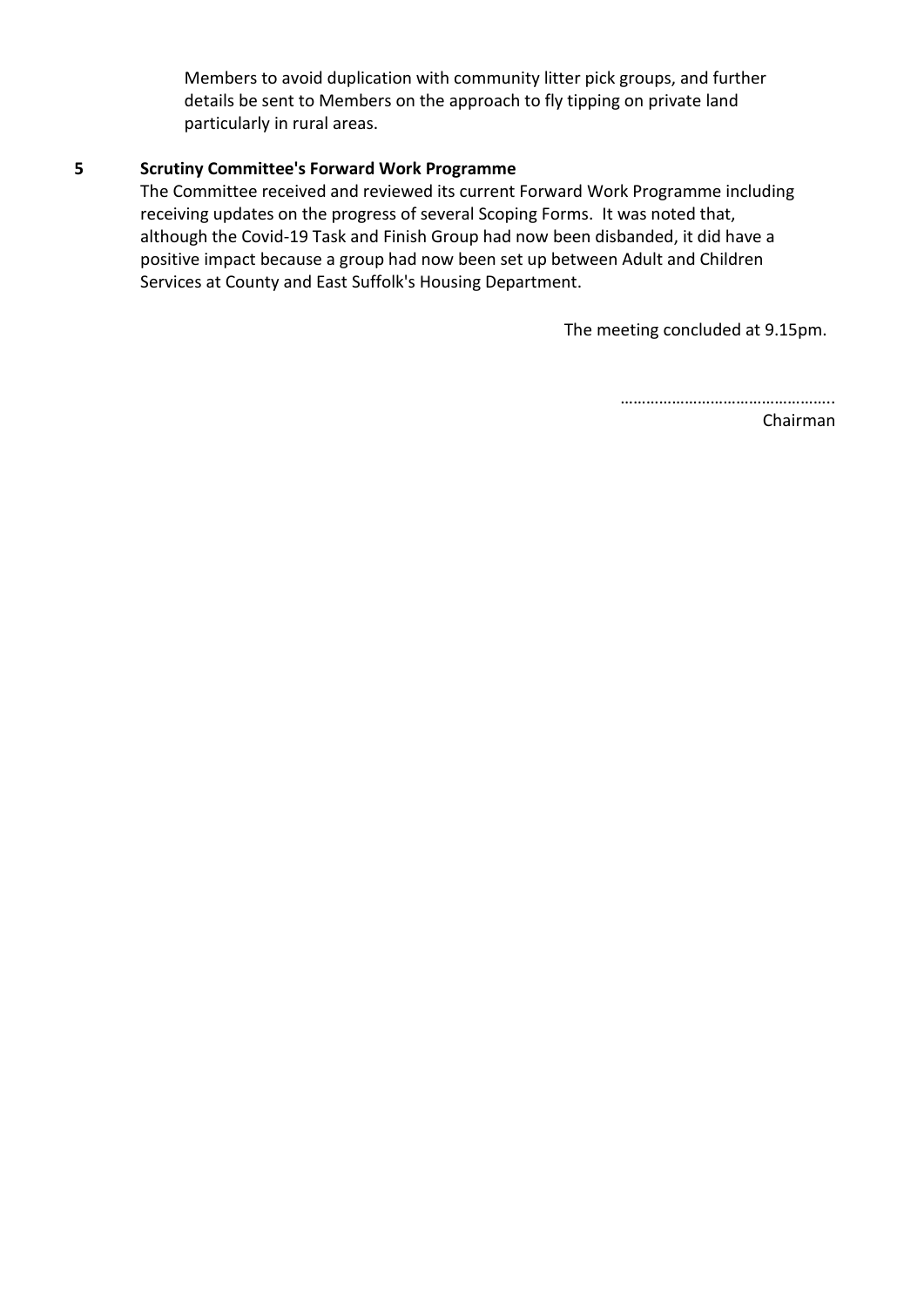Members to avoid duplication with community litter pick groups, and further details be sent to Members on the approach to fly tipping on private land particularly in rural areas.

**5 Scrutiny Committee's Forward Work Programme**

The Committee received and reviewed its current Forward Work Programme including receiving updates on the progress of several Scoping Forms. It was noted that, although the Covid-19 Task and Finish Group had now been disbanded, it did have a positive impact because a group had now been set up between Adult and Children Services at County and East Suffolk's Housing Department.

The meeting concluded at 9.15pm.

…………………………………………..
Chairman